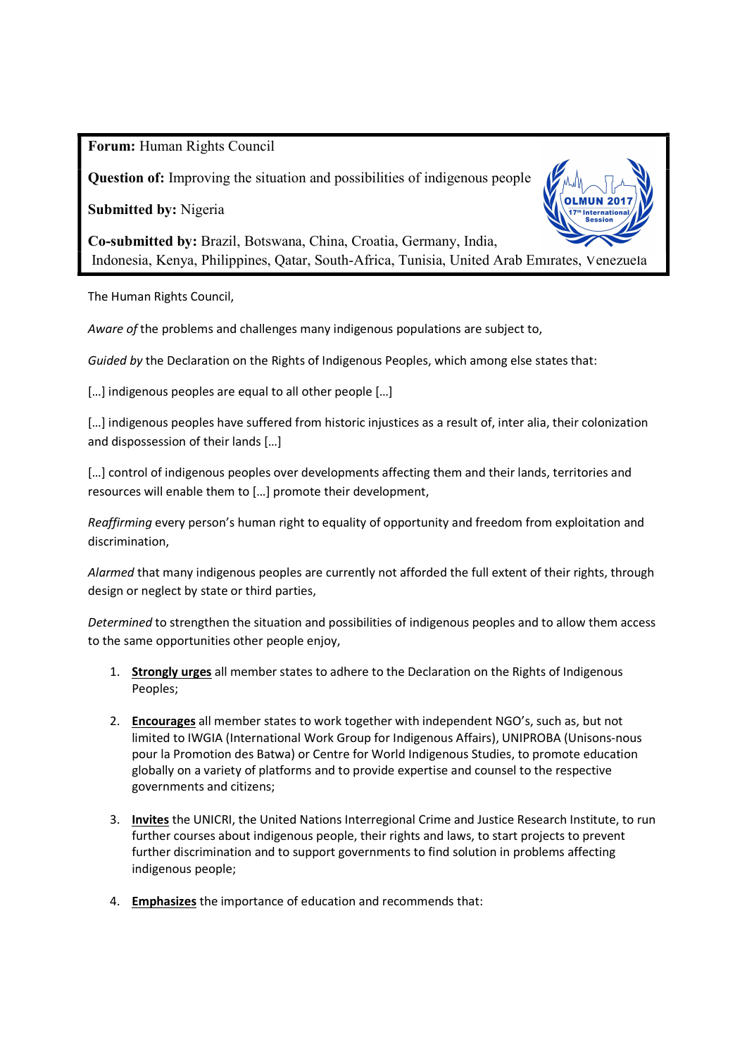**Forum:** Human Rights Council

**Question of:** Improving the situation and possibilities of indigenous people

**Submitted by:** Nigeria

**Co-submitted by:** Brazil, Botswana, China, Croatia, Germany, India, Indonesia, Kenya, Philippines, Qatar, South-Africa, Tunisia, United Arab Emirates, Venezuela

The Human Rights Council,

*Aware of* the problems and challenges many indigenous populations are subject to,

*Guided by* the Declaration on the Rights of Indigenous Peoples, which among else states that:

[…] indigenous peoples are equal to all other people […]

[…] indigenous peoples have suffered from historic injustices as a result of, inter alia, their colonization and dispossession of their lands […]

[…] control of indigenous peoples over developments affecting them and their lands, territories and resources will enable them to […] promote their development,

*Reaffirming* every person's human right to equality of opportunity and freedom from exploitation and discrimination,

*Alarmed* that many indigenous peoples are currently not afforded the full extent of their rights, through design or neglect by state or third parties,

*Determined* to strengthen the situation and possibilities of indigenous peoples and to allow them access to the same opportunities other people enjoy,

1. **Strongly urges** all member states to adhere to the Declaration on the Rights of Indigenous Peoples;

2. **Encourages** all member states to work together with independent NGO's, such as, but not limited to IWGIA (International Work Group for Indigenous Affairs), UNIPROBA (Unisons-nous pour la Promotion des Batwa) or Centre for World Indigenous Studies, to promote education globally on a variety of platforms and to provide expertise and counsel to the respective governments and citizens;

3. **Invites** the UNICRI, the United Nations Interregional Crime and Justice Research Institute, to run further courses about indigenous people, their rights and laws, to start projects to prevent further discrimination and to support governments to find solution in problems affecting indigenous people;

4. **Emphasizes** the importance of education and recommends that: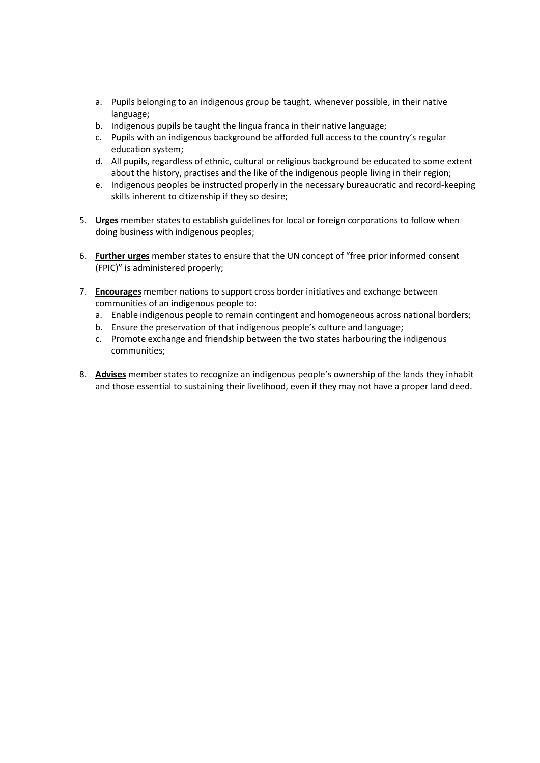a. Pupils belonging to an indigenous group be taught, whenever possible, in their native language;
   b. Indigenous pupils be taught the lingua franca in their native language;
   c. Pupils with an indigenous background be afforded full access to the country's regular education system;
   d. All pupils, regardless of ethnic, cultural or religious background be educated to some extent about the history, practises and the like of the indigenous people living in their region;
   e. Indigenous peoples be instructed properly in the necessary bureaucratic and record-keeping skills inherent to citizenship if they so desire;

5. **<u>Urges</u>** member states to establish guidelines for local or foreign corporations to follow when doing business with indigenous peoples;

6. **<u>Further urges</u>** member states to ensure that the UN concept of "free prior informed consent (FPIC)" is administered properly;

7. **<u>Encourages</u>** member nations to support cross border initiatives and exchange between communities of an indigenous people to:
   a. Enable indigenous people to remain contingent and homogeneous across national borders;
   b. Ensure the preservation of that indigenous people's culture and language;
   c. Promote exchange and friendship between the two states harbouring the indigenous communities;

8. **<u>Advises</u>** member states to recognize an indigenous people's ownership of the lands they inhabit and those essential to sustaining their livelihood, even if they may not have a proper land deed.